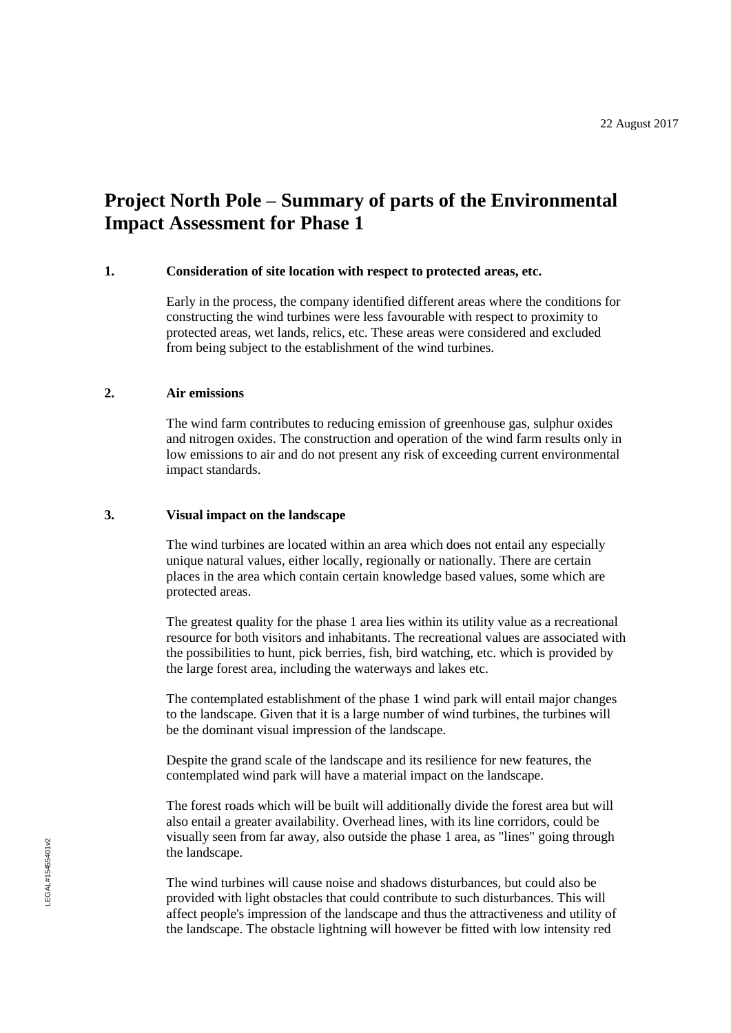22 August 2017

# Project North Pole – Summary of parts of the Environmental Impact Assessment for Phase 1

## 1. Consideration of site location with respect to protected areas, etc.

Early in the process, the company identified different areas where the conditions for constructing the wind turbines were less favourable with respect to proximity to protected areas, wet lands, relics, etc. These areas were considered and excluded from being subject to the establishment of the wind turbines.

## 2. Air emissions

The wind farm contributes to reducing emission of greenhouse gas, sulphur oxides and nitrogen oxides. The construction and operation of the wind farm results only in low emissions to air and do not present any risk of exceeding current environmental impact standards.

## 3. Visual impact on the landscape

The wind turbines are located within an area which does not entail any especially unique natural values, either locally, regionally or nationally. There are certain places in the area which contain certain knowledge based values, some which are protected areas.

The greatest quality for the phase 1 area lies within its utility value as a recreational resource for both visitors and inhabitants. The recreational values are associated with the possibilities to hunt, pick berries, fish, bird watching, etc. which is provided by the large forest area, including the waterways and lakes etc.

The contemplated establishment of the phase 1 wind park will entail major changes to the landscape. Given that it is a large number of wind turbines, the turbines will be the dominant visual impression of the landscape.

Despite the grand scale of the landscape and its resilience for new features, the contemplated wind park will have a material impact on the landscape.

The forest roads which will be built will additionally divide the forest area but will also entail a greater availability. Overhead lines, with its line corridors, could be visually seen from far away, also outside the phase 1 area, as "lines" going through the landscape.

The wind turbines will cause noise and shadows disturbances, but could also be provided with light obstacles that could contribute to such disturbances. This will affect people's impression of the landscape and thus the attractiveness and utility of the landscape. The obstacle lightning will however be fitted with low intensity red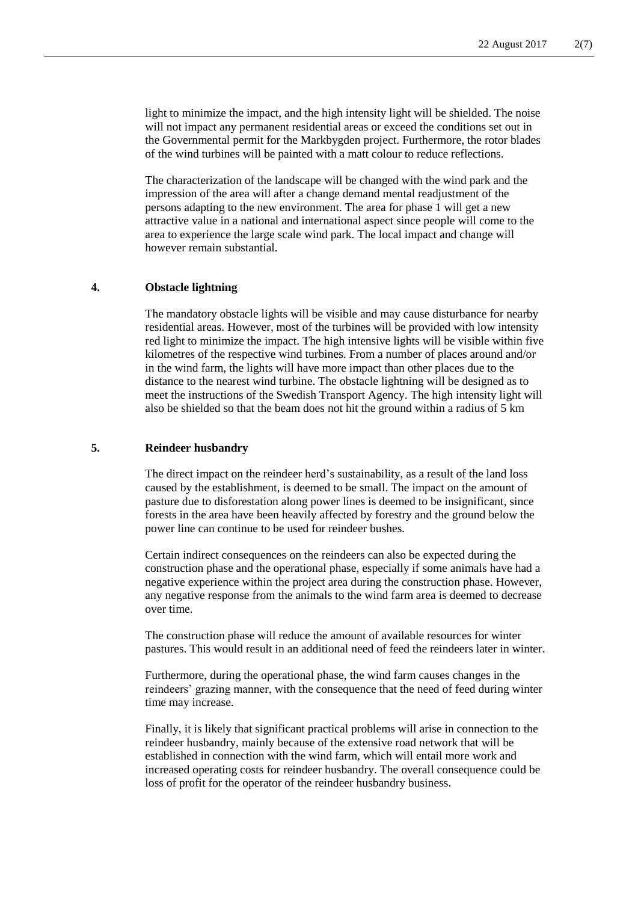light to minimize the impact, and the high intensity light will be shielded. The noise will not impact any permanent residential areas or exceed the conditions set out in the Governmental permit for the Markbygden project. Furthermore, the rotor blades of the wind turbines will be painted with a matt colour to reduce reflections.

The characterization of the landscape will be changed with the wind park and the impression of the area will after a change demand mental readjustment of the persons adapting to the new environment. The area for phase 1 will get a new attractive value in a national and international aspect since people will come to the area to experience the large scale wind park. The local impact and change will however remain substantial.

## 4. Obstacle lightning

The mandatory obstacle lights will be visible and may cause disturbance for nearby residential areas. However, most of the turbines will be provided with low intensity red light to minimize the impact. The high intensive lights will be visible within five kilometres of the respective wind turbines. From a number of places around and/or in the wind farm, the lights will have more impact than other places due to the distance to the nearest wind turbine. The obstacle lightning will be designed as to meet the instructions of the Swedish Transport Agency. The high intensity light will also be shielded so that the beam does not hit the ground within a radius of 5 km

## 5. Reindeer husbandry

The direct impact on the reindeer herd's sustainability, as a result of the land loss caused by the establishment, is deemed to be small. The impact on the amount of pasture due to disforestation along power lines is deemed to be insignificant, since forests in the area have been heavily affected by forestry and the ground below the power line can continue to be used for reindeer bushes.

Certain indirect consequences on the reindeers can also be expected during the construction phase and the operational phase, especially if some animals have had a negative experience within the project area during the construction phase. However, any negative response from the animals to the wind farm area is deemed to decrease over time.

The construction phase will reduce the amount of available resources for winter pastures. This would result in an additional need of feed the reindeers later in winter.

Furthermore, during the operational phase, the wind farm causes changes in the reindeers' grazing manner, with the consequence that the need of feed during winter time may increase.

Finally, it is likely that significant practical problems will arise in connection to the reindeer husbandry, mainly because of the extensive road network that will be established in connection with the wind farm, which will entail more work and increased operating costs for reindeer husbandry. The overall consequence could be loss of profit for the operator of the reindeer husbandry business.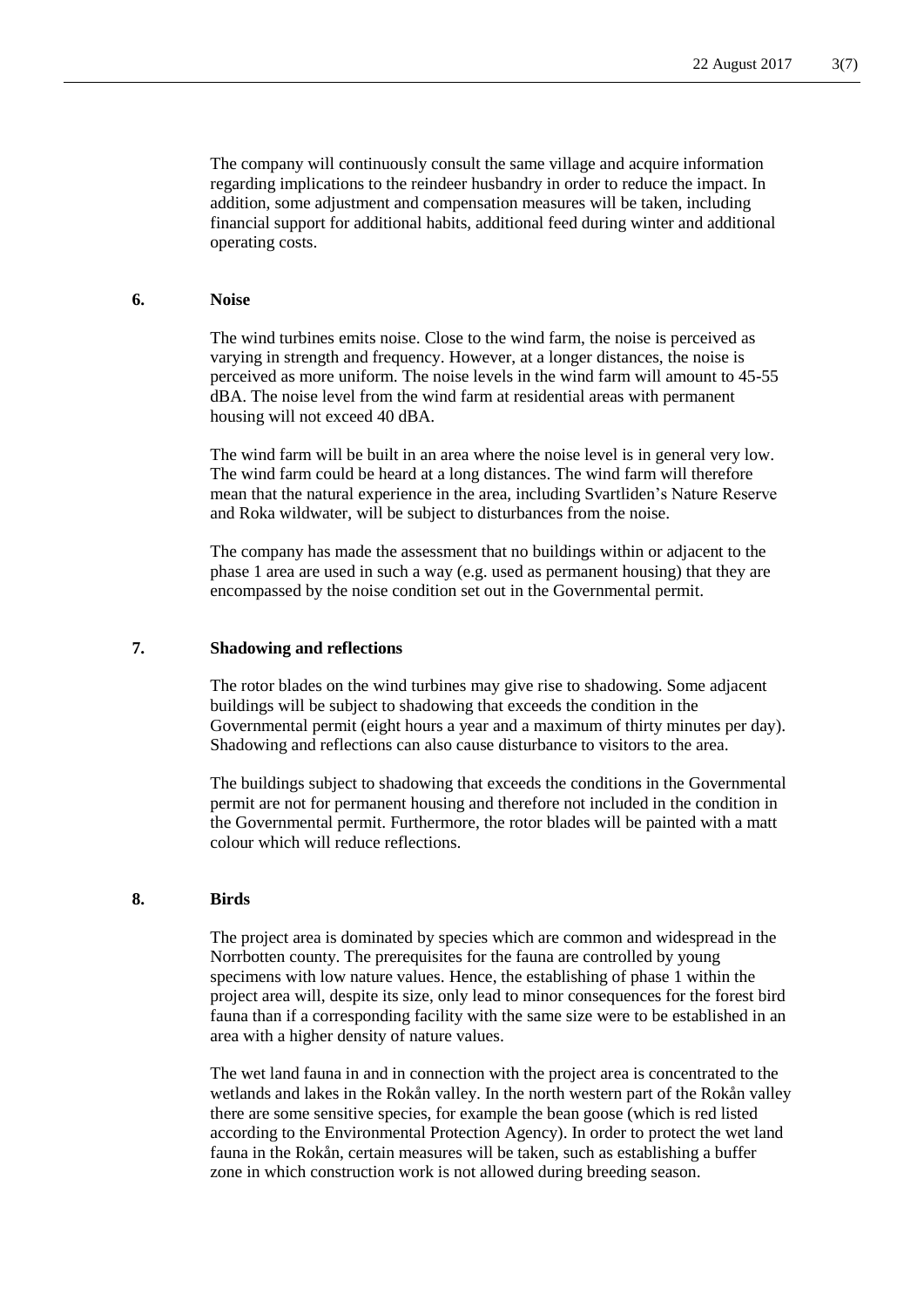The company will continuously consult the same village and acquire information regarding implications to the reindeer husbandry in order to reduce the impact. In addition, some adjustment and compensation measures will be taken, including financial support for additional habits, additional feed during winter and additional operating costs.

## 6. Noise

The wind turbines emits noise. Close to the wind farm, the noise is perceived as varying in strength and frequency. However, at a longer distances, the noise is perceived as more uniform. The noise levels in the wind farm will amount to 45-55 dBA. The noise level from the wind farm at residential areas with permanent housing will not exceed 40 dBA.

The wind farm will be built in an area where the noise level is in general very low. The wind farm could be heard at a long distances. The wind farm will therefore mean that the natural experience in the area, including Svartliden's Nature Reserve and Roka wildwater, will be subject to disturbances from the noise.

The company has made the assessment that no buildings within or adjacent to the phase 1 area are used in such a way (e.g. used as permanent housing) that they are encompassed by the noise condition set out in the Governmental permit.

## 7. Shadowing and reflections

The rotor blades on the wind turbines may give rise to shadowing. Some adjacent buildings will be subject to shadowing that exceeds the condition in the Governmental permit (eight hours a year and a maximum of thirty minutes per day). Shadowing and reflections can also cause disturbance to visitors to the area.

The buildings subject to shadowing that exceeds the conditions in the Governmental permit are not for permanent housing and therefore not included in the condition in the Governmental permit. Furthermore, the rotor blades will be painted with a matt colour which will reduce reflections.

## 8. Birds

The project area is dominated by species which are common and widespread in the Norrbotten county. The prerequisites for the fauna are controlled by young specimens with low nature values. Hence, the establishing of phase 1 within the project area will, despite its size, only lead to minor consequences for the forest bird fauna than if a corresponding facility with the same size were to be established in an area with a higher density of nature values.

The wet land fauna in and in connection with the project area is concentrated to the wetlands and lakes in the Rokån valley. In the north western part of the Rokån valley there are some sensitive species, for example the bean goose (which is red listed according to the Environmental Protection Agency). In order to protect the wet land fauna in the Rokån, certain measures will be taken, such as establishing a buffer zone in which construction work is not allowed during breeding season.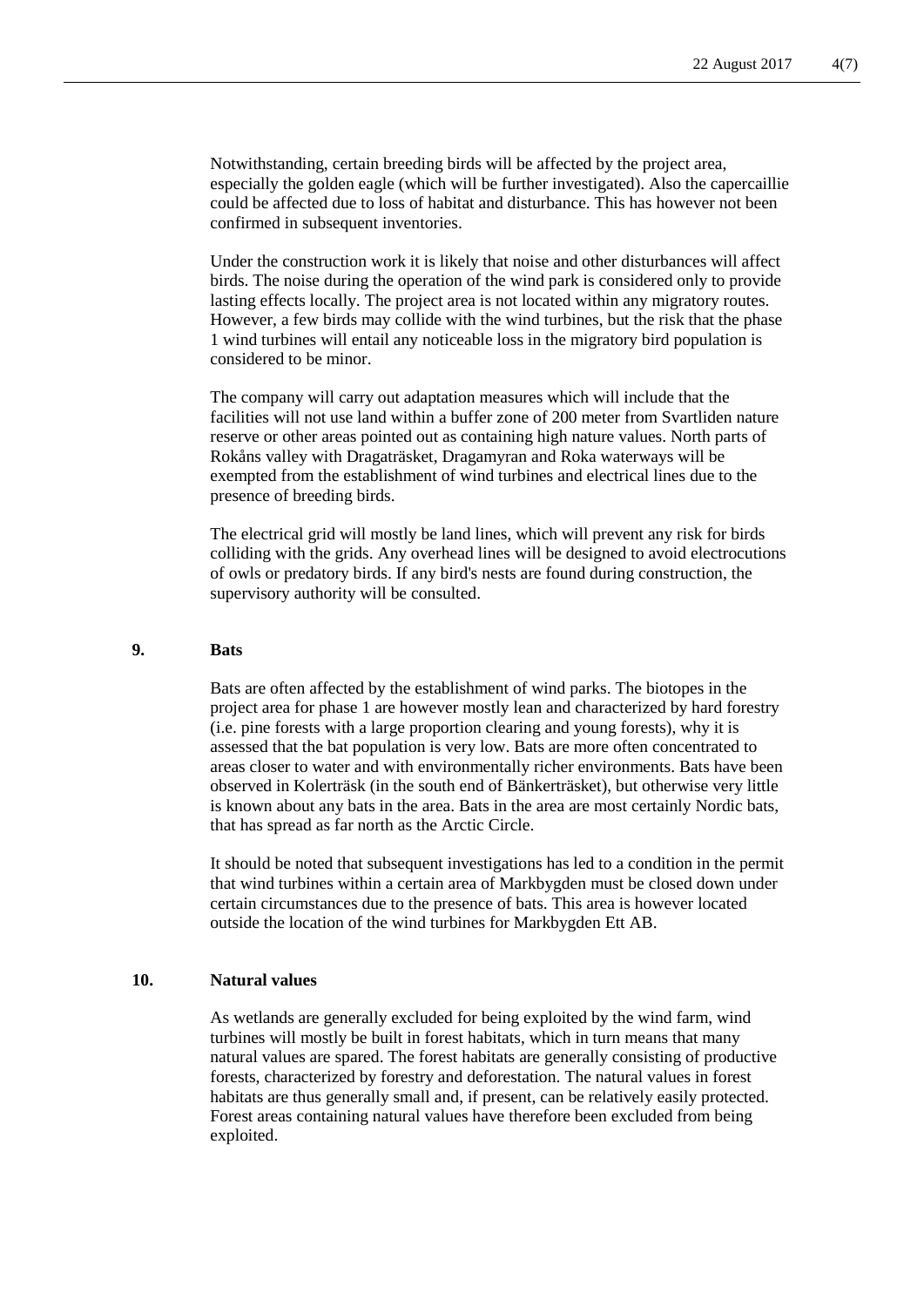Notwithstanding, certain breeding birds will be affected by the project area, especially the golden eagle (which will be further investigated). Also the capercaillie could be affected due to loss of habitat and disturbance. This has however not been confirmed in subsequent inventories.

Under the construction work it is likely that noise and other disturbances will affect birds. The noise during the operation of the wind park is considered only to provide lasting effects locally. The project area is not located within any migratory routes. However, a few birds may collide with the wind turbines, but the risk that the phase 1 wind turbines will entail any noticeable loss in the migratory bird population is considered to be minor.

The company will carry out adaptation measures which will include that the facilities will not use land within a buffer zone of 200 meter from Svartliden nature reserve or other areas pointed out as containing high nature values. North parts of Rokåns valley with Dragaträsket, Dragamyran and Roka waterways will be exempted from the establishment of wind turbines and electrical lines due to the presence of breeding birds.

The electrical grid will mostly be land lines, which will prevent any risk for birds colliding with the grids. Any overhead lines will be designed to avoid electrocutions of owls or predatory birds. If any bird's nests are found during construction, the supervisory authority will be consulted.

## 9. Bats

Bats are often affected by the establishment of wind parks. The biotopes in the project area for phase 1 are however mostly lean and characterized by hard forestry (i.e. pine forests with a large proportion clearing and young forests), why it is assessed that the bat population is very low. Bats are more often concentrated to areas closer to water and with environmentally richer environments. Bats have been observed in Kolerträsk (in the south end of Bänkerträsket), but otherwise very little is known about any bats in the area. Bats in the area are most certainly Nordic bats, that has spread as far north as the Arctic Circle.

It should be noted that subsequent investigations has led to a condition in the permit that wind turbines within a certain area of Markbygden must be closed down under certain circumstances due to the presence of bats. This area is however located outside the location of the wind turbines for Markbygden Ett AB.

## 10. Natural values

As wetlands are generally excluded for being exploited by the wind farm, wind turbines will mostly be built in forest habitats, which in turn means that many natural values are spared. The forest habitats are generally consisting of productive forests, characterized by forestry and deforestation. The natural values in forest habitats are thus generally small and, if present, can be relatively easily protected. Forest areas containing natural values have therefore been excluded from being exploited.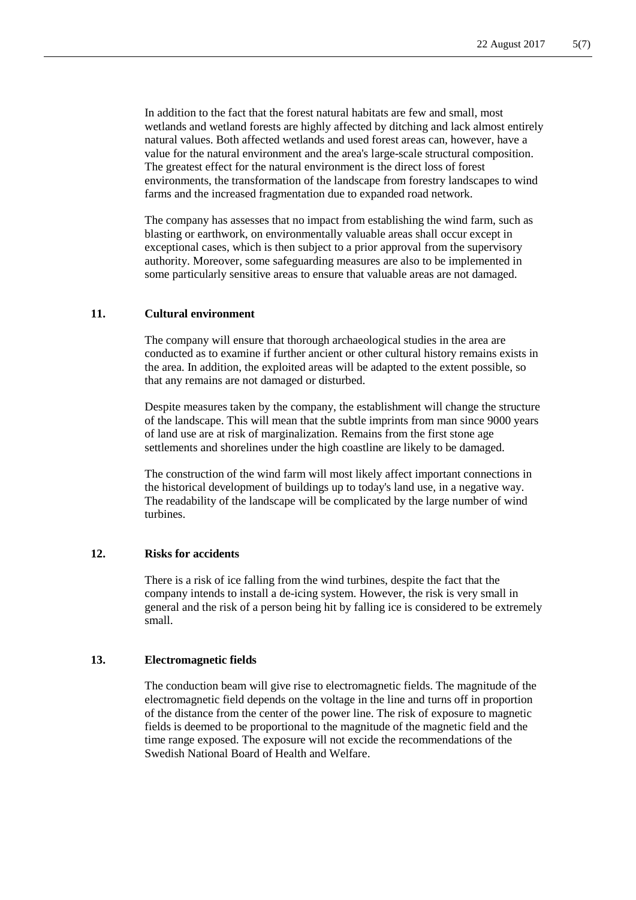In addition to the fact that the forest natural habitats are few and small, most wetlands and wetland forests are highly affected by ditching and lack almost entirely natural values. Both affected wetlands and used forest areas can, however, have a value for the natural environment and the area's large-scale structural composition. The greatest effect for the natural environment is the direct loss of forest environments, the transformation of the landscape from forestry landscapes to wind farms and the increased fragmentation due to expanded road network.

The company has assesses that no impact from establishing the wind farm, such as blasting or earthwork, on environmentally valuable areas shall occur except in exceptional cases, which is then subject to a prior approval from the supervisory authority. Moreover, some safeguarding measures are also to be implemented in some particularly sensitive areas to ensure that valuable areas are not damaged.

## 11. Cultural environment

The company will ensure that thorough archaeological studies in the area are conducted as to examine if further ancient or other cultural history remains exists in the area. In addition, the exploited areas will be adapted to the extent possible, so that any remains are not damaged or disturbed.

Despite measures taken by the company, the establishment will change the structure of the landscape. This will mean that the subtle imprints from man since 9000 years of land use are at risk of marginalization. Remains from the first stone age settlements and shorelines under the high coastline are likely to be damaged.

The construction of the wind farm will most likely affect important connections in the historical development of buildings up to today's land use, in a negative way. The readability of the landscape will be complicated by the large number of wind turbines.

## 12. Risks for accidents

There is a risk of ice falling from the wind turbines, despite the fact that the company intends to install a de-icing system. However, the risk is very small in general and the risk of a person being hit by falling ice is considered to be extremely small.

## 13. Electromagnetic fields

The conduction beam will give rise to electromagnetic fields. The magnitude of the electromagnetic field depends on the voltage in the line and turns off in proportion of the distance from the center of the power line. The risk of exposure to magnetic fields is deemed to be proportional to the magnitude of the magnetic field and the time range exposed. The exposure will not excide the recommendations of the Swedish National Board of Health and Welfare.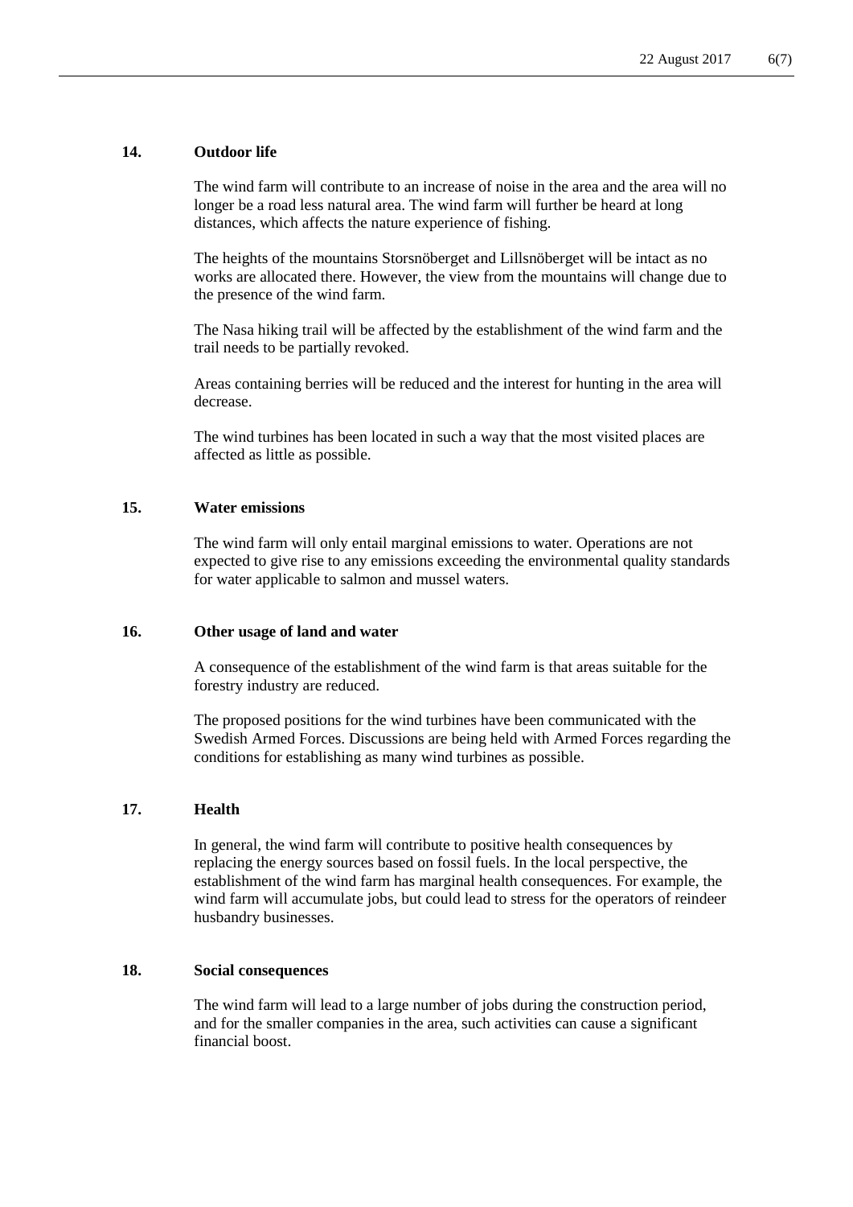## 14. Outdoor life

The wind farm will contribute to an increase of noise in the area and the area will no longer be a road less natural area. The wind farm will further be heard at long distances, which affects the nature experience of fishing.

The heights of the mountains Storsnöberget and Lillsnöberget will be intact as no works are allocated there. However, the view from the mountains will change due to the presence of the wind farm.

The Nasa hiking trail will be affected by the establishment of the wind farm and the trail needs to be partially revoked.

Areas containing berries will be reduced and the interest for hunting in the area will decrease.

The wind turbines has been located in such a way that the most visited places are affected as little as possible.

## 15. Water emissions

The wind farm will only entail marginal emissions to water. Operations are not expected to give rise to any emissions exceeding the environmental quality standards for water applicable to salmon and mussel waters.

## 16. Other usage of land and water

A consequence of the establishment of the wind farm is that areas suitable for the forestry industry are reduced.

The proposed positions for the wind turbines have been communicated with the Swedish Armed Forces. Discussions are being held with Armed Forces regarding the conditions for establishing as many wind turbines as possible.

## 17. Health

In general, the wind farm will contribute to positive health consequences by replacing the energy sources based on fossil fuels. In the local perspective, the establishment of the wind farm has marginal health consequences. For example, the wind farm will accumulate jobs, but could lead to stress for the operators of reindeer husbandry businesses.

## 18. Social consequences

The wind farm will lead to a large number of jobs during the construction period, and for the smaller companies in the area, such activities can cause a significant financial boost.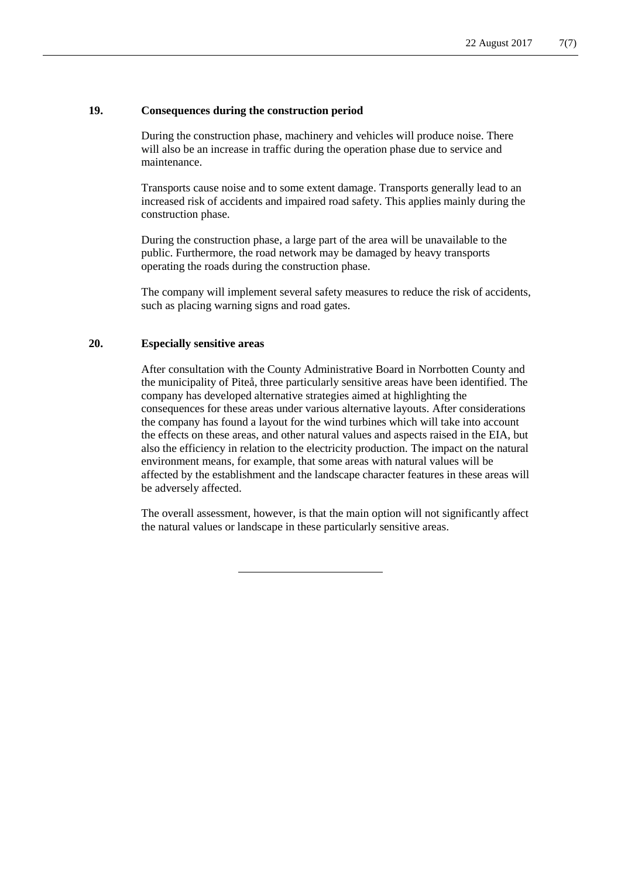**19. Consequences during the construction period**

During the construction phase, machinery and vehicles will produce noise. There will also be an increase in traffic during the operation phase due to service and maintenance.

Transports cause noise and to some extent damage. Transports generally lead to an increased risk of accidents and impaired road safety. This applies mainly during the construction phase.

During the construction phase, a large part of the area will be unavailable to the public. Furthermore, the road network may be damaged by heavy transports operating the roads during the construction phase.

The company will implement several safety measures to reduce the risk of accidents, such as placing warning signs and road gates.

**20. Especially sensitive areas**

After consultation with the County Administrative Board in Norrbotten County and the municipality of Piteå, three particularly sensitive areas have been identified. The company has developed alternative strategies aimed at highlighting the consequences for these areas under various alternative layouts. After considerations the company has found a layout for the wind turbines which will take into account the effects on these areas, and other natural values and aspects raised in the EIA, but also the efficiency in relation to the electricity production. The impact on the natural environment means, for example, that some areas with natural values will be affected by the establishment and the landscape character features in these areas will be adversely affected.

The overall assessment, however, is that the main option will not significantly affect the natural values or landscape in these particularly sensitive areas.

---